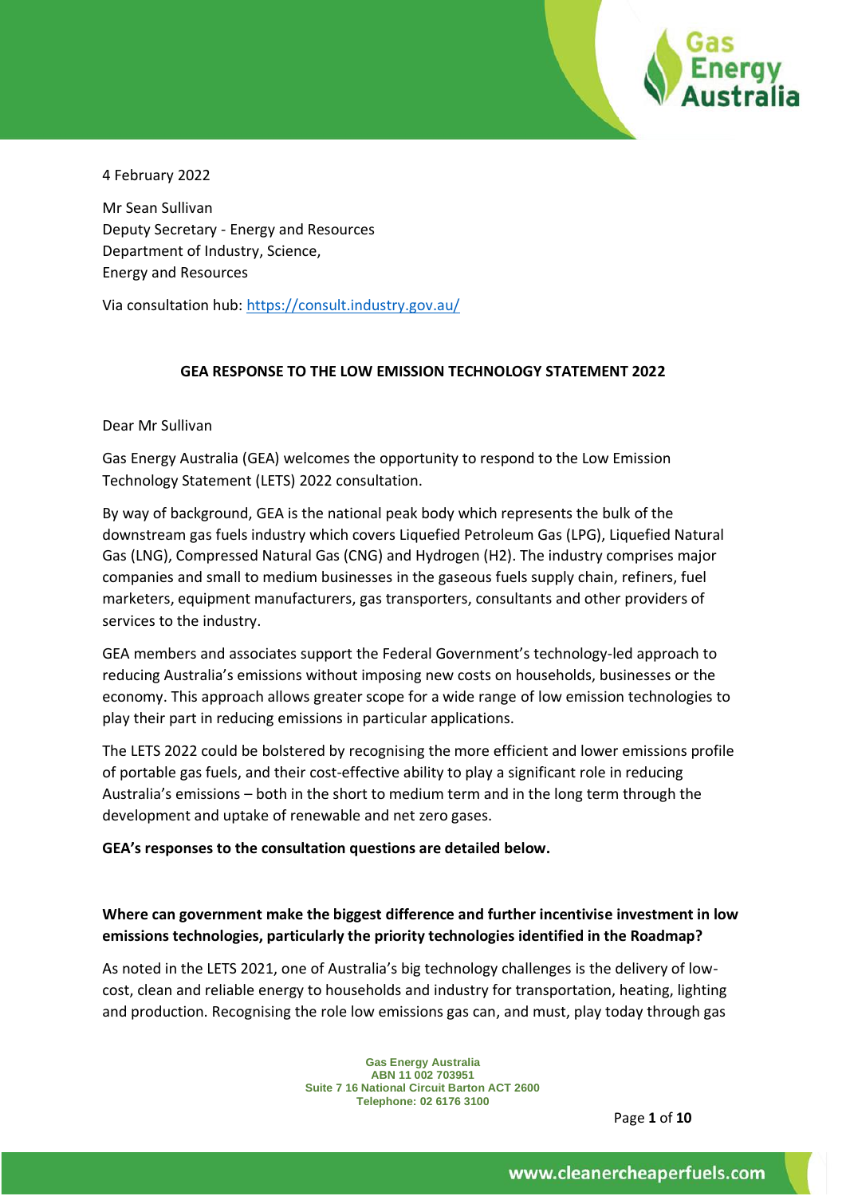4 February 2022

Mr Sean Sullivan
Deputy Secretary - Energy and Resources
Department of Industry, Science,
Energy and Resources

Via consultation hub: https://consult.industry.gov.au/

**GEA RESPONSE TO THE LOW EMISSION TECHNOLOGY STATEMENT 2022**

Dear Mr Sullivan

Gas Energy Australia (GEA) welcomes the opportunity to respond to the Low Emission Technology Statement (LETS) 2022 consultation.

By way of background, GEA is the national peak body which represents the bulk of the downstream gas fuels industry which covers Liquefied Petroleum Gas (LPG), Liquefied Natural Gas (LNG), Compressed Natural Gas (CNG) and Hydrogen (H2). The industry comprises major companies and small to medium businesses in the gaseous fuels supply chain, refiners, fuel marketers, equipment manufacturers, gas transporters, consultants and other providers of services to the industry.

GEA members and associates support the Federal Government's technology-led approach to reducing Australia's emissions without imposing new costs on households, businesses or the economy. This approach allows greater scope for a wide range of low emission technologies to play their part in reducing emissions in particular applications.

The LETS 2022 could be bolstered by recognising the more efficient and lower emissions profile of portable gas fuels, and their cost-effective ability to play a significant role in reducing Australia's emissions – both in the short to medium term and in the long term through the development and uptake of renewable and net zero gases.

**GEA's responses to the consultation questions are detailed below.**

**Where can government make the biggest difference and further incentivise investment in low emissions technologies, particularly the priority technologies identified in the Roadmap?**

As noted in the LETS 2021, one of Australia's big technology challenges is the delivery of low-cost, clean and reliable energy to households and industry for transportation, heating, lighting and production. Recognising the role low emissions gas can, and must, play today through gas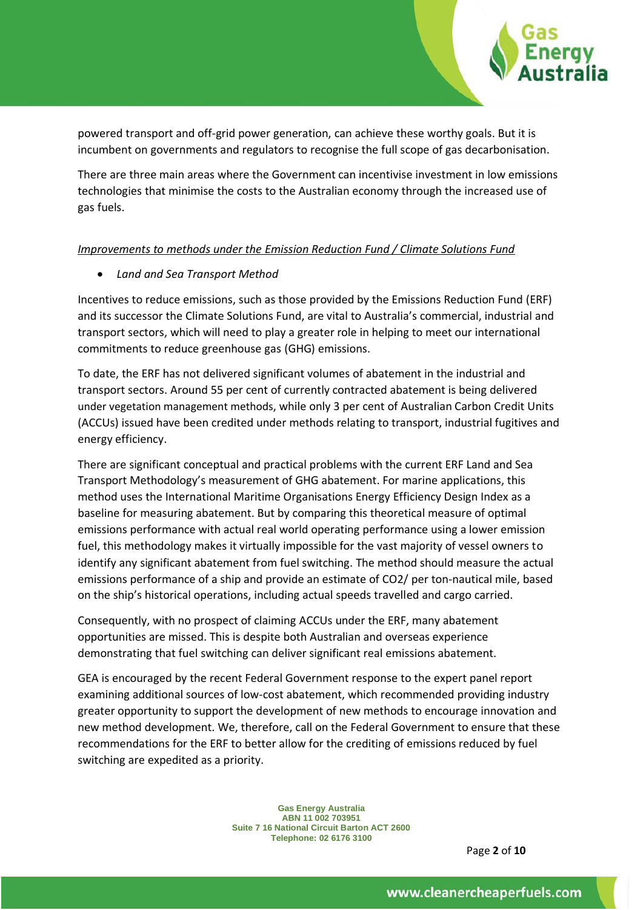powered transport and off-grid power generation, can achieve these worthy goals. But it is incumbent on governments and regulators to recognise the full scope of gas decarbonisation.

There are three main areas where the Government can incentivise investment in low emissions technologies that minimise the costs to the Australian economy through the increased use of gas fuels.

*Improvements to methods under the Emission Reduction Fund / Climate Solutions Fund*

- *Land and Sea Transport Method*

Incentives to reduce emissions, such as those provided by the Emissions Reduction Fund (ERF) and its successor the Climate Solutions Fund, are vital to Australia's commercial, industrial and transport sectors, which will need to play a greater role in helping to meet our international commitments to reduce greenhouse gas (GHG) emissions.

To date, the ERF has not delivered significant volumes of abatement in the industrial and transport sectors. Around 55 per cent of currently contracted abatement is being delivered under vegetation management methods, while only 3 per cent of Australian Carbon Credit Units (ACCUs) issued have been credited under methods relating to transport, industrial fugitives and energy efficiency.

There are significant conceptual and practical problems with the current ERF Land and Sea Transport Methodology's measurement of GHG abatement. For marine applications, this method uses the International Maritime Organisations Energy Efficiency Design Index as a baseline for measuring abatement. But by comparing this theoretical measure of optimal emissions performance with actual real world operating performance using a lower emission fuel, this methodology makes it virtually impossible for the vast majority of vessel owners to identify any significant abatement from fuel switching. The method should measure the actual emissions performance of a ship and provide an estimate of $CO_2$/ per ton-nautical mile, based on the ship's historical operations, including actual speeds travelled and cargo carried.

Consequently, with no prospect of claiming ACCUs under the ERF, many abatement opportunities are missed. This is despite both Australian and overseas experience demonstrating that fuel switching can deliver significant real emissions abatement.

GEA is encouraged by the recent Federal Government response to the expert panel report examining additional sources of low-cost abatement, which recommended providing industry greater opportunity to support the development of new methods to encourage innovation and new method development. We, therefore, call on the Federal Government to ensure that these recommendations for the ERF to better allow for the crediting of emissions reduced by fuel switching are expedited as a priority.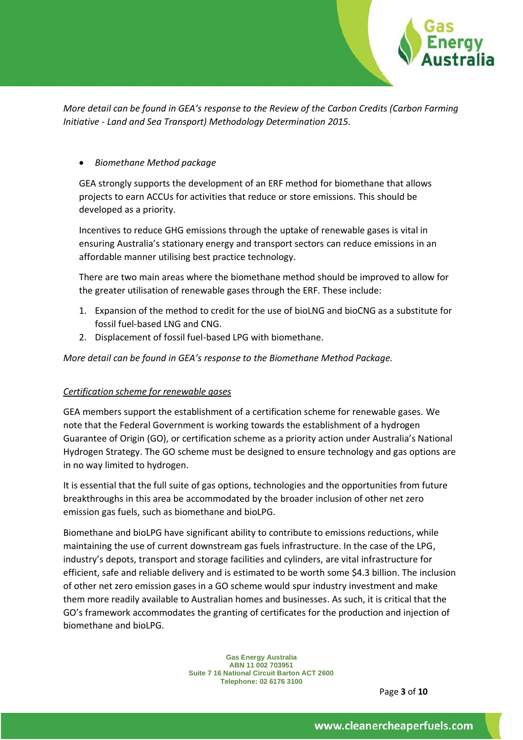*More detail can be found in GEA's response to the Review of the Carbon Credits (Carbon Farming Initiative - Land and Sea Transport) Methodology Determination 2015.*

- *Biomethane Method package*

  GEA strongly supports the development of an ERF method for biomethane that allows projects to earn ACCUs for activities that reduce or store emissions. This should be developed as a priority.

  Incentives to reduce GHG emissions through the uptake of renewable gases is vital in ensuring Australia's stationary energy and transport sectors can reduce emissions in an affordable manner utilising best practice technology.

  There are two main areas where the biomethane method should be improved to allow for the greater utilisation of renewable gases through the ERF. These include:

1. Expansion of the method to credit for the use of bioLNG and bioCNG as a substitute for fossil fuel-based LNG and CNG.
2. Displacement of fossil fuel-based LPG with biomethane.

*More detail can be found in GEA's response to the Biomethane Method Package.*

<u>Certification scheme for renewable gases</u>

GEA members support the establishment of a certification scheme for renewable gases. We note that the Federal Government is working towards the establishment of a hydrogen Guarantee of Origin (GO), or certification scheme as a priority action under Australia's National Hydrogen Strategy. The GO scheme must be designed to ensure technology and gas options are in no way limited to hydrogen.

It is essential that the full suite of gas options, technologies and the opportunities from future breakthroughs in this area be accommodated by the broader inclusion of other net zero emission gas fuels, such as biomethane and bioLPG.

Biomethane and bioLPG have significant ability to contribute to emissions reductions, while maintaining the use of current downstream gas fuels infrastructure. In the case of the LPG, industry's depots, transport and storage facilities and cylinders, are vital infrastructure for efficient, safe and reliable delivery and is estimated to be worth some $4.3 billion. The inclusion of other net zero emission gases in a GO scheme would spur industry investment and make them more readily available to Australian homes and businesses. As such, it is critical that the GO's framework accommodates the granting of certificates for the production and injection of biomethane and bioLPG.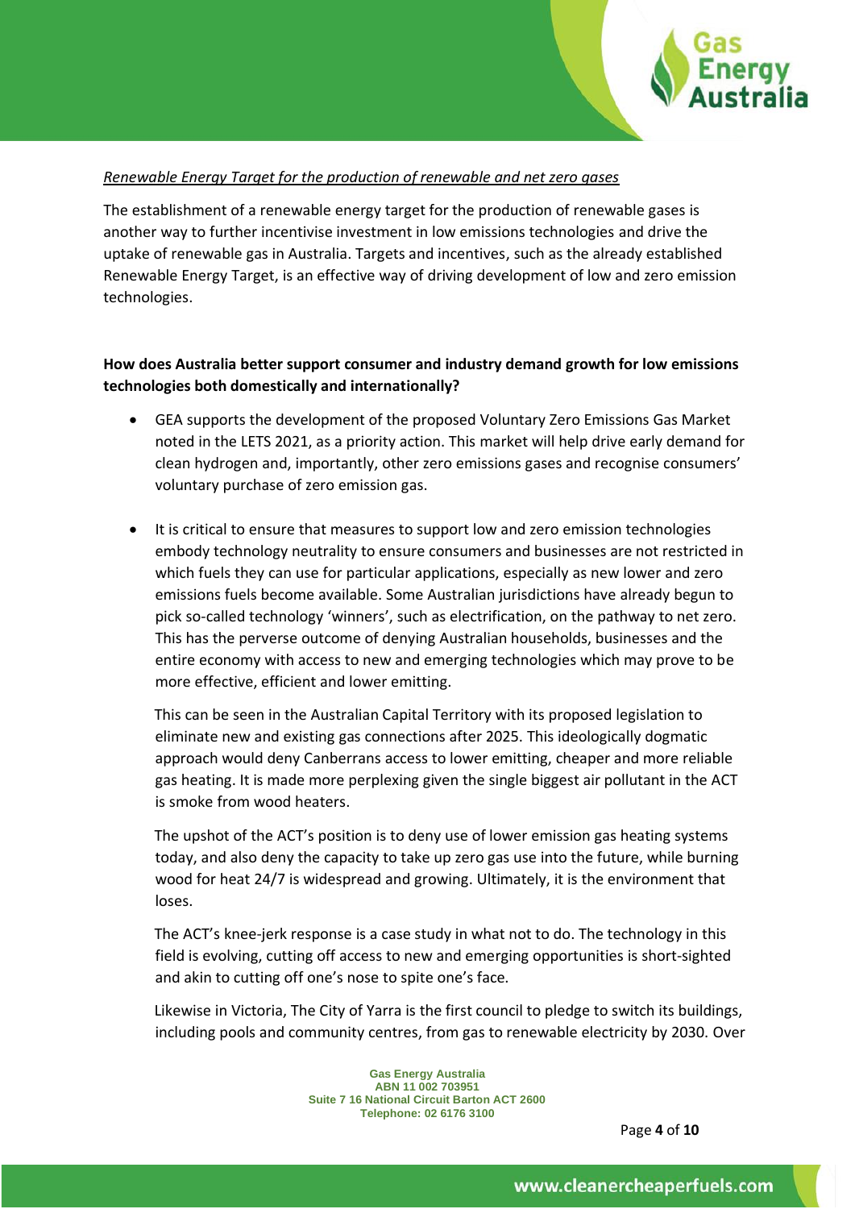*Renewable Energy Target for the production of renewable and net zero gases*

The establishment of a renewable energy target for the production of renewable gases is another way to further incentivise investment in low emissions technologies and drive the uptake of renewable gas in Australia. Targets and incentives, such as the already established Renewable Energy Target, is an effective way of driving development of low and zero emission technologies.

**How does Australia better support consumer and industry demand growth for low emissions technologies both domestically and internationally?**

- GEA supports the development of the proposed Voluntary Zero Emissions Gas Market noted in the LETS 2021, as a priority action. This market will help drive early demand for clean hydrogen and, importantly, other zero emissions gases and recognise consumers' voluntary purchase of zero emission gas.

- It is critical to ensure that measures to support low and zero emission technologies embody technology neutrality to ensure consumers and businesses are not restricted in which fuels they can use for particular applications, especially as new lower and zero emissions fuels become available. Some Australian jurisdictions have already begun to pick so-called technology 'winners', such as electrification, on the pathway to net zero. This has the perverse outcome of denying Australian households, businesses and the entire economy with access to new and emerging technologies which may prove to be more effective, efficient and lower emitting.

  This can be seen in the Australian Capital Territory with its proposed legislation to eliminate new and existing gas connections after 2025. This ideologically dogmatic approach would deny Canberrans access to lower emitting, cheaper and more reliable gas heating. It is made more perplexing given the single biggest air pollutant in the ACT is smoke from wood heaters.

  The upshot of the ACT's position is to deny use of lower emission gas heating systems today, and also deny the capacity to take up zero gas use into the future, while burning wood for heat 24/7 is widespread and growing. Ultimately, it is the environment that loses.

  The ACT's knee-jerk response is a case study in what not to do. The technology in this field is evolving, cutting off access to new and emerging opportunities is short-sighted and akin to cutting off one's nose to spite one's face.

  Likewise in Victoria, The City of Yarra is the first council to pledge to switch its buildings, including pools and community centres, from gas to renewable electricity by 2030. Over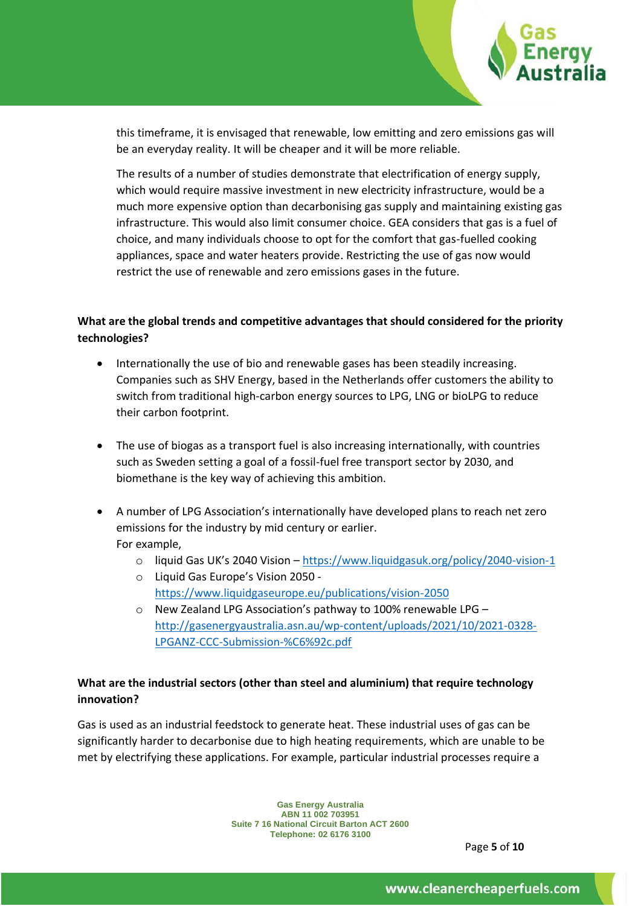this timeframe, it is envisaged that renewable, low emitting and zero emissions gas will be an everyday reality. It will be cheaper and it will be more reliable.

The results of a number of studies demonstrate that electrification of energy supply, which would require massive investment in new electricity infrastructure, would be a much more expensive option than decarbonising gas supply and maintaining existing gas infrastructure. This would also limit consumer choice. GEA considers that gas is a fuel of choice, and many individuals choose to opt for the comfort that gas-fuelled cooking appliances, space and water heaters provide. Restricting the use of gas now would restrict the use of renewable and zero emissions gases in the future.

**What are the global trends and competitive advantages that should considered for the priority technologies?**

- Internationally the use of bio and renewable gases has been steadily increasing. Companies such as SHV Energy, based in the Netherlands offer customers the ability to switch from traditional high-carbon energy sources to LPG, LNG or bioLPG to reduce their carbon footprint.

- The use of biogas as a transport fuel is also increasing internationally, with countries such as Sweden setting a goal of a fossil-fuel free transport sector by 2030, and biomethane is the key way of achieving this ambition.

- A number of LPG Association's internationally have developed plans to reach net zero emissions for the industry by mid century or earlier.
  For example,
  - liquid Gas UK's 2040 Vision – https://www.liquidgasuk.org/policy/2040-vision-1
  - Liquid Gas Europe's Vision 2050 - https://www.liquidgaseurope.eu/publications/vision-2050
  - New Zealand LPG Association's pathway to 100% renewable LPG – http://gasenergyaustralia.asn.au/wp-content/uploads/2021/10/2021-0328-LPGANZ-CCC-Submission-%C6%92c.pdf

**What are the industrial sectors (other than steel and aluminium) that require technology innovation?**

Gas is used as an industrial feedstock to generate heat. These industrial uses of gas can be significantly harder to decarbonise due to high heating requirements, which are unable to be met by electrifying these applications. For example, particular industrial processes require a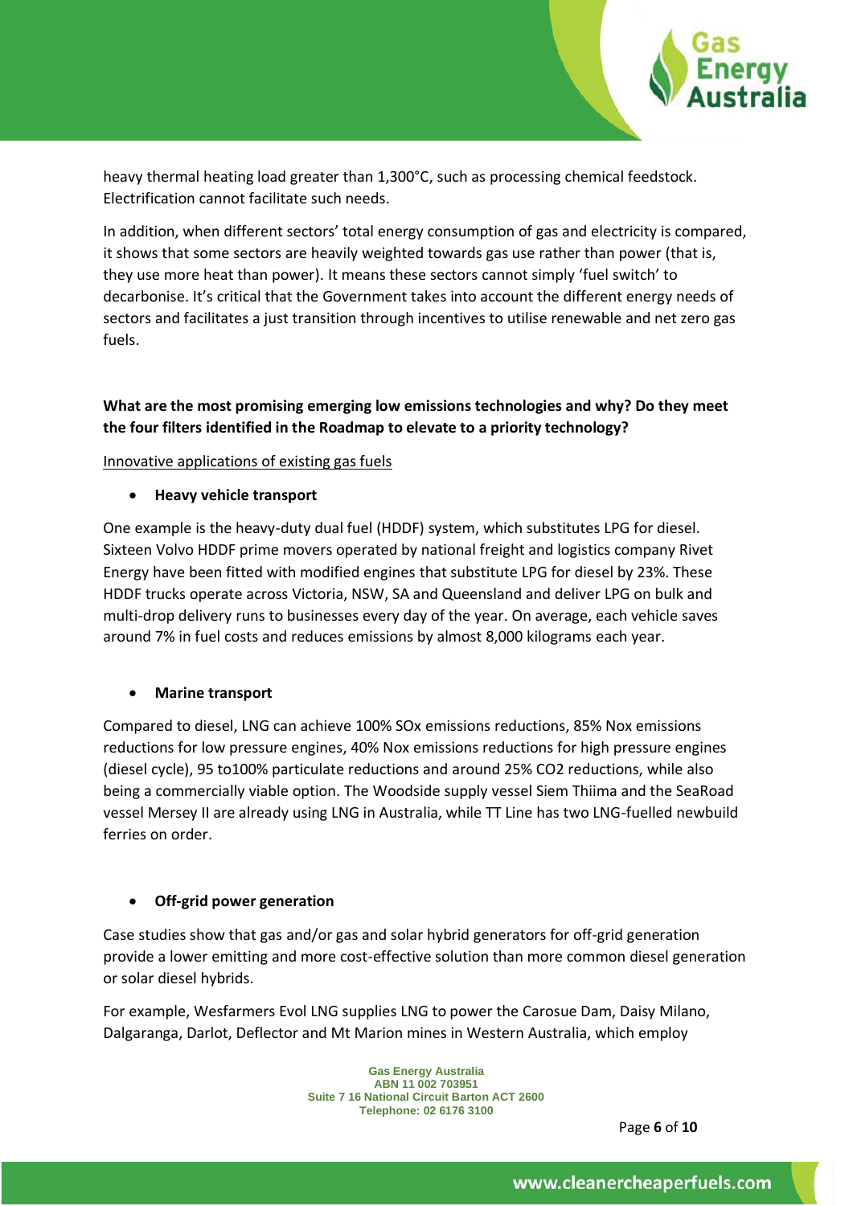heavy thermal heating load greater than 1,300°C, such as processing chemical feedstock. Electrification cannot facilitate such needs.

In addition, when different sectors' total energy consumption of gas and electricity is compared, it shows that some sectors are heavily weighted towards gas use rather than power (that is, they use more heat than power). It means these sectors cannot simply 'fuel switch' to decarbonise. It's critical that the Government takes into account the different energy needs of sectors and facilitates a just transition through incentives to utilise renewable and net zero gas fuels.

**What are the most promising emerging low emissions technologies and why? Do they meet the four filters identified in the Roadmap to elevate to a priority technology?**

<u>Innovative applications of existing gas fuels</u>

- **Heavy vehicle transport**

One example is the heavy-duty dual fuel (HDDF) system, which substitutes LPG for diesel. Sixteen Volvo HDDF prime movers operated by national freight and logistics company Rivet Energy have been fitted with modified engines that substitute LPG for diesel by 23%. These HDDF trucks operate across Victoria, NSW, SA and Queensland and deliver LPG on bulk and multi-drop delivery runs to businesses every day of the year. On average, each vehicle saves around 7% in fuel costs and reduces emissions by almost 8,000 kilograms each year.

- **Marine transport**

Compared to diesel, LNG can achieve 100% SOx emissions reductions, 85% Nox emissions reductions for low pressure engines, 40% Nox emissions reductions for high pressure engines (diesel cycle), 95 to100% particulate reductions and around 25% CO2 reductions, while also being a commercially viable option. The Woodside supply vessel Siem Thiima and the SeaRoad vessel Mersey II are already using LNG in Australia, while TT Line has two LNG-fuelled newbuild ferries on order.

- **Off-grid power generation**

Case studies show that gas and/or gas and solar hybrid generators for off-grid generation provide a lower emitting and more cost-effective solution than more common diesel generation or solar diesel hybrids.

For example, Wesfarmers Evol LNG supplies LNG to power the Carosue Dam, Daisy Milano, Dalgaranga, Darlot, Deflector and Mt Marion mines in Western Australia, which employ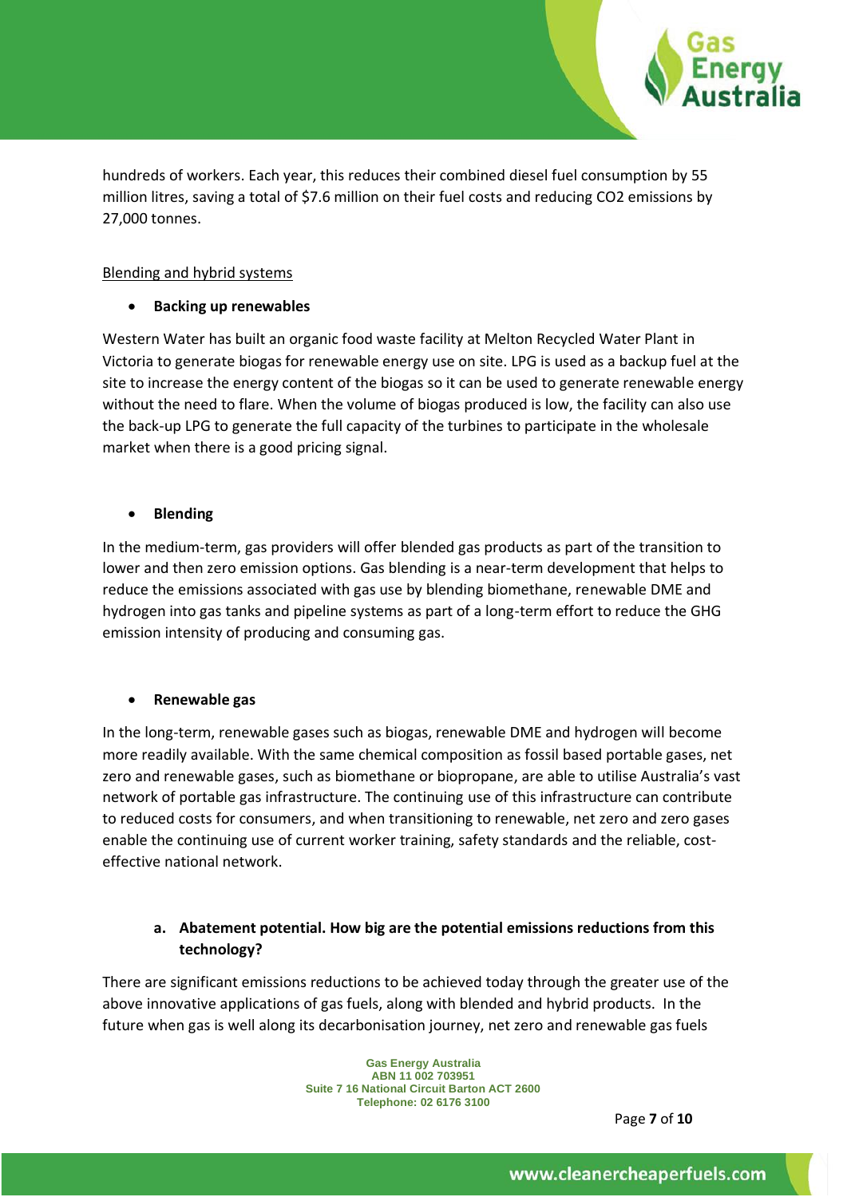hundreds of workers. Each year, this reduces their combined diesel fuel consumption by 55 million litres, saving a total of $7.6 million on their fuel costs and reducing CO2 emissions by 27,000 tonnes.

Blending and hybrid systems

- **Backing up renewables**

Western Water has built an organic food waste facility at Melton Recycled Water Plant in Victoria to generate biogas for renewable energy use on site. LPG is used as a backup fuel at the site to increase the energy content of the biogas so it can be used to generate renewable energy without the need to flare. When the volume of biogas produced is low, the facility can also use the back-up LPG to generate the full capacity of the turbines to participate in the wholesale market when there is a good pricing signal.

- **Blending**

In the medium-term, gas providers will offer blended gas products as part of the transition to lower and then zero emission options. Gas blending is a near-term development that helps to reduce the emissions associated with gas use by blending biomethane, renewable DME and hydrogen into gas tanks and pipeline systems as part of a long-term effort to reduce the GHG emission intensity of producing and consuming gas.

- **Renewable gas**

In the long-term, renewable gases such as biogas, renewable DME and hydrogen will become more readily available. With the same chemical composition as fossil based portable gases, net zero and renewable gases, such as biomethane or biopropane, are able to utilise Australia's vast network of portable gas infrastructure. The continuing use of this infrastructure can contribute to reduced costs for consumers, and when transitioning to renewable, net zero and zero gases enable the continuing use of current worker training, safety standards and the reliable, cost-effective national network.

a. **Abatement potential. How big are the potential emissions reductions from this technology?**

There are significant emissions reductions to be achieved today through the greater use of the above innovative applications of gas fuels, along with blended and hybrid products. In the future when gas is well along its decarbonisation journey, net zero and renewable gas fuels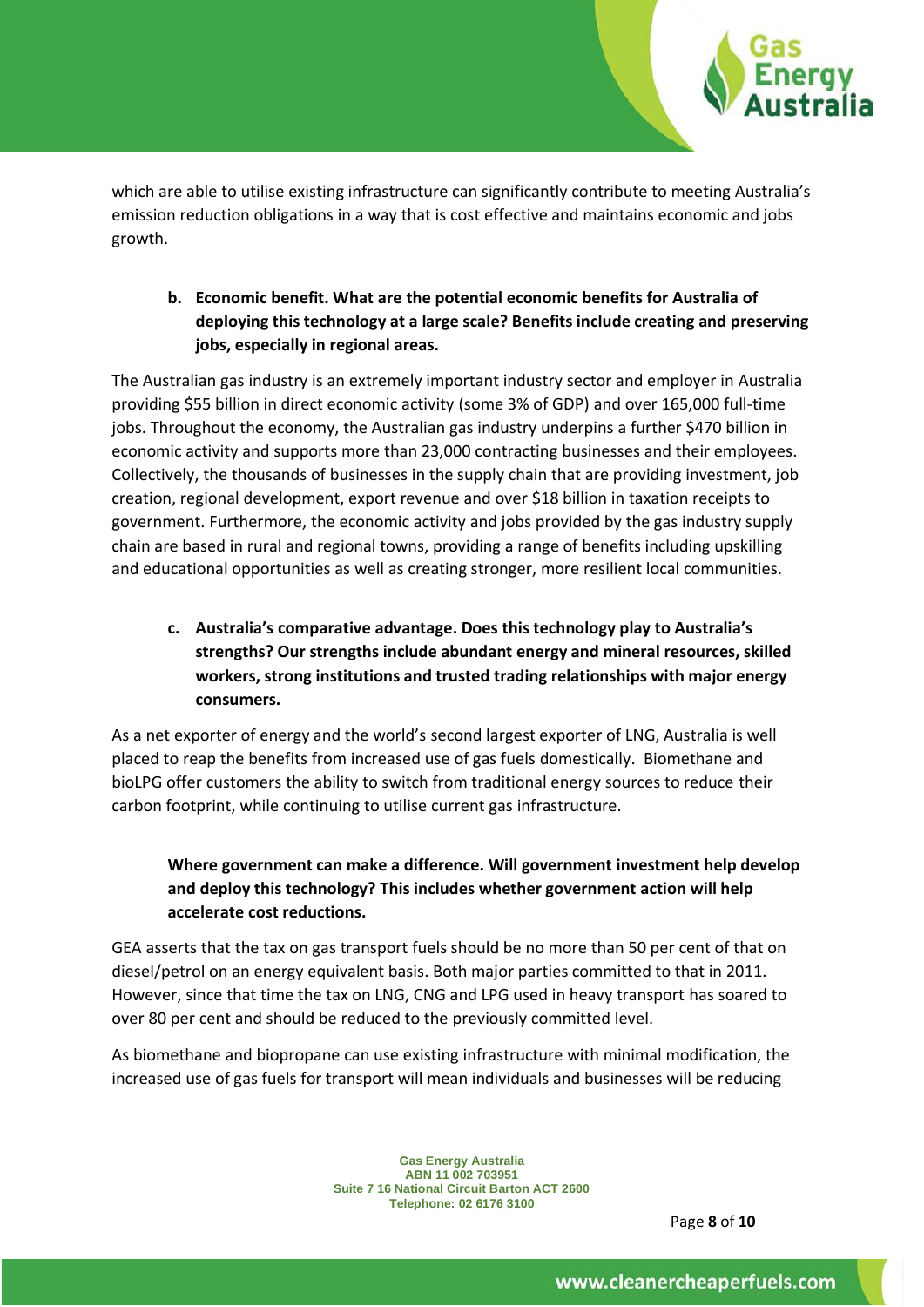which are able to utilise existing infrastructure can significantly contribute to meeting Australia's emission reduction obligations in a way that is cost effective and maintains economic and jobs growth.

b. **Economic benefit. What are the potential economic benefits for Australia of deploying this technology at a large scale? Benefits include creating and preserving jobs, especially in regional areas.**

The Australian gas industry is an extremely important industry sector and employer in Australia providing $55 billion in direct economic activity (some 3% of GDP) and over 165,000 full-time jobs. Throughout the economy, the Australian gas industry underpins a further $470 billion in economic activity and supports more than 23,000 contracting businesses and their employees. Collectively, the thousands of businesses in the supply chain that are providing investment, job creation, regional development, export revenue and over $18 billion in taxation receipts to government. Furthermore, the economic activity and jobs provided by the gas industry supply chain are based in rural and regional towns, providing a range of benefits including upskilling and educational opportunities as well as creating stronger, more resilient local communities.

c. **Australia's comparative advantage. Does this technology play to Australia's strengths? Our strengths include abundant energy and mineral resources, skilled workers, strong institutions and trusted trading relationships with major energy consumers.**

As a net exporter of energy and the world's second largest exporter of LNG, Australia is well placed to reap the benefits from increased use of gas fuels domestically. Biomethane and bioLPG offer customers the ability to switch from traditional energy sources to reduce their carbon footprint, while continuing to utilise current gas infrastructure.

**Where government can make a difference. Will government investment help develop and deploy this technology? This includes whether government action will help accelerate cost reductions.**

GEA asserts that the tax on gas transport fuels should be no more than 50 per cent of that on diesel/petrol on an energy equivalent basis. Both major parties committed to that in 2011. However, since that time the tax on LNG, CNG and LPG used in heavy transport has soared to over 80 per cent and should be reduced to the previously committed level.

As biomethane and biopropane can use existing infrastructure with minimal modification, the increased use of gas fuels for transport will mean individuals and businesses will be reducing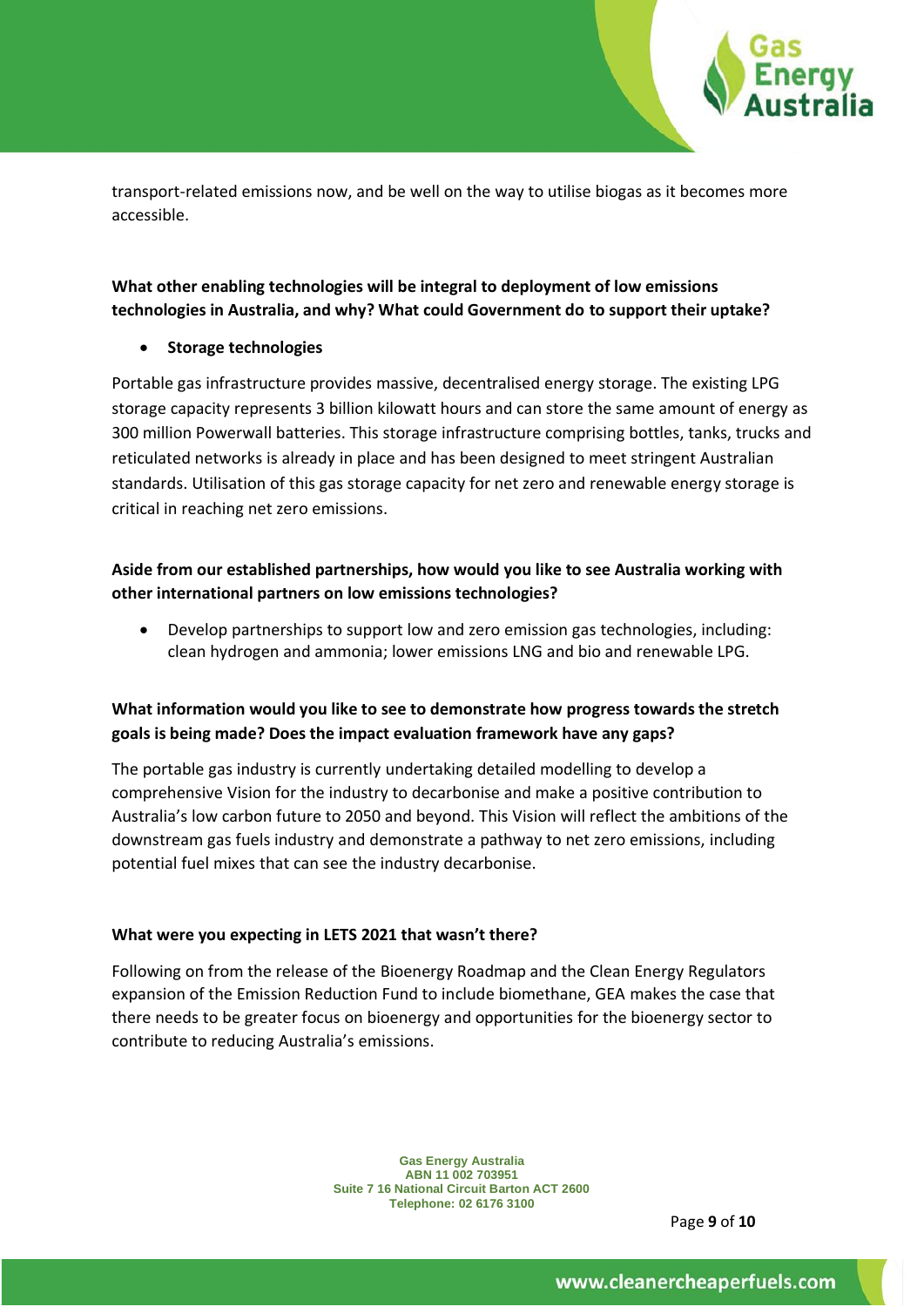transport-related emissions now, and be well on the way to utilise biogas as it becomes more accessible.

**What other enabling technologies will be integral to deployment of low emissions technologies in Australia, and why? What could Government do to support their uptake?**

- **Storage technologies**

Portable gas infrastructure provides massive, decentralised energy storage. The existing LPG storage capacity represents 3 billion kilowatt hours and can store the same amount of energy as 300 million Powerwall batteries. This storage infrastructure comprising bottles, tanks, trucks and reticulated networks is already in place and has been designed to meet stringent Australian standards. Utilisation of this gas storage capacity for net zero and renewable energy storage is critical in reaching net zero emissions.

**Aside from our established partnerships, how would you like to see Australia working with other international partners on low emissions technologies?**

- Develop partnerships to support low and zero emission gas technologies, including: clean hydrogen and ammonia; lower emissions LNG and bio and renewable LPG.

**What information would you like to see to demonstrate how progress towards the stretch goals is being made? Does the impact evaluation framework have any gaps?**

The portable gas industry is currently undertaking detailed modelling to develop a comprehensive Vision for the industry to decarbonise and make a positive contribution to Australia's low carbon future to 2050 and beyond. This Vision will reflect the ambitions of the downstream gas fuels industry and demonstrate a pathway to net zero emissions, including potential fuel mixes that can see the industry decarbonise.

**What were you expecting in LETS 2021 that wasn't there?**

Following on from the release of the Bioenergy Roadmap and the Clean Energy Regulators expansion of the Emission Reduction Fund to include biomethane, GEA makes the case that there needs to be greater focus on bioenergy and opportunities for the bioenergy sector to contribute to reducing Australia's emissions.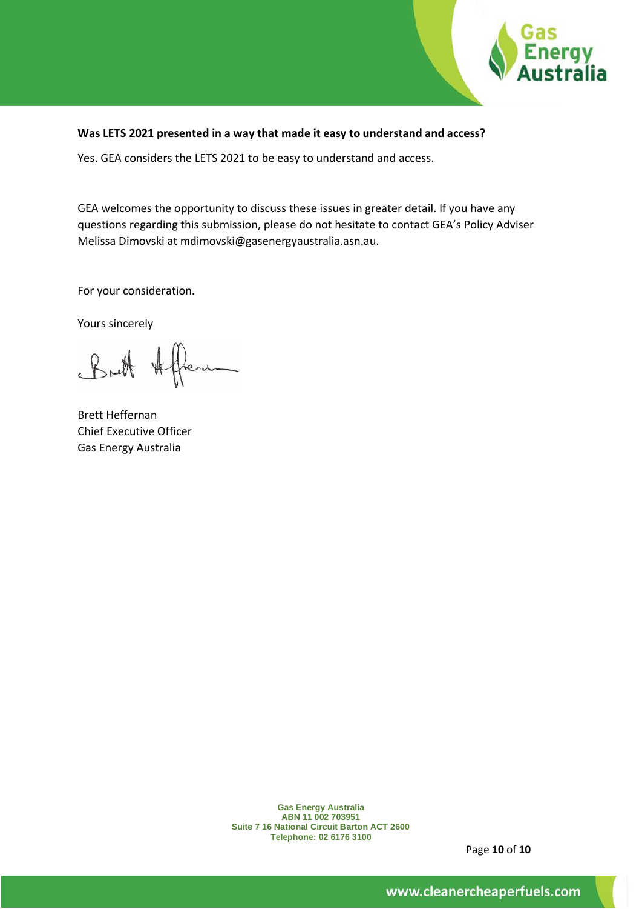**Was LETS 2021 presented in a way that made it easy to understand and access?**

Yes. GEA considers the LETS 2021 to be easy to understand and access.

GEA welcomes the opportunity to discuss these issues in greater detail. If you have any questions regarding this submission, please do not hesitate to contact GEA's Policy Adviser Melissa Dimovski at mdimovski@gasenergyaustralia.asn.au.

For your consideration.

Yours sincerely

Brett Heffernan
Chief Executive Officer
Gas Energy Australia